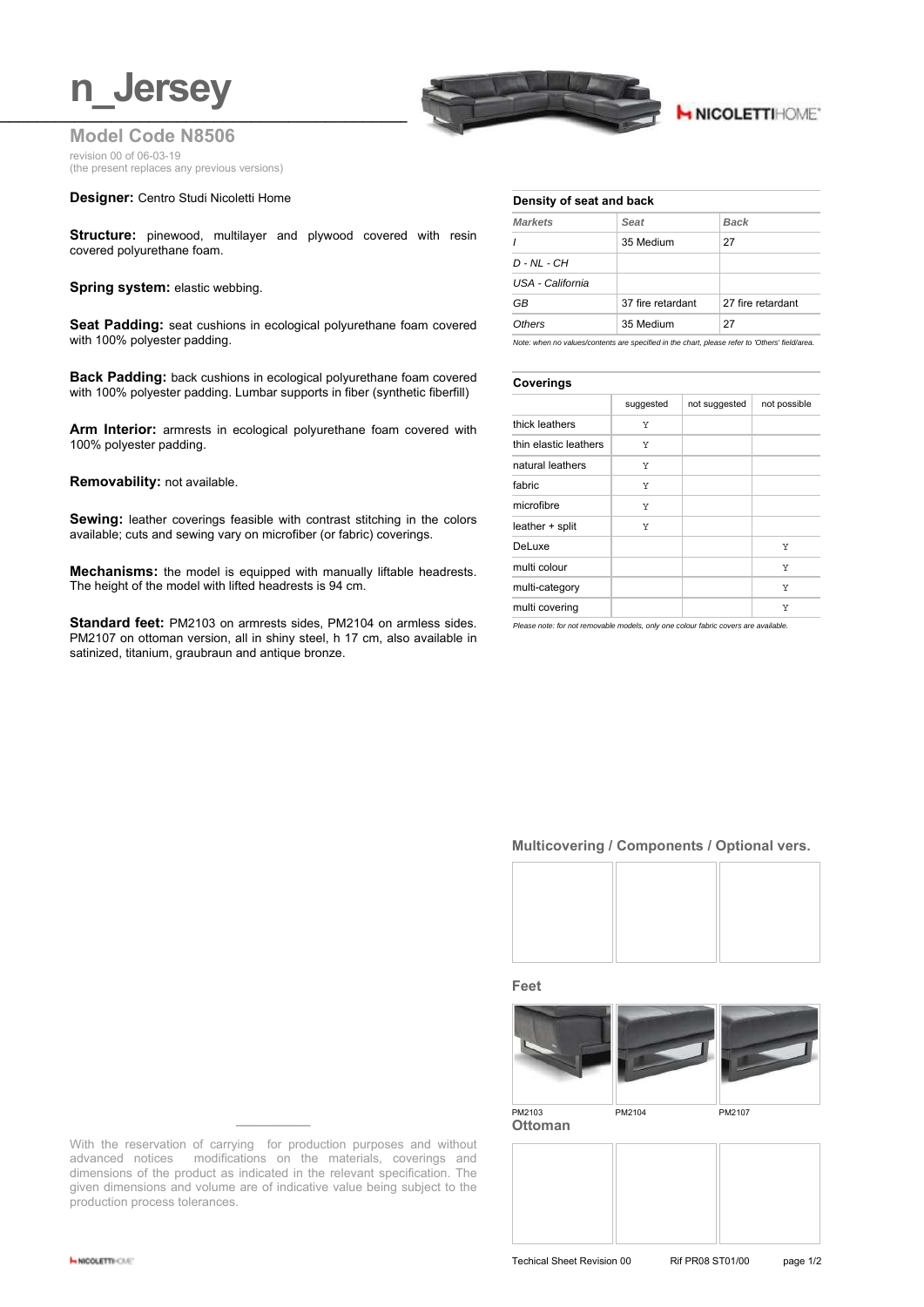# n_Jersey

## Model Code N8506

revision 00 of 06-03-19
(the present replaces any previous versions)

**Designer:** Centro Studi Nicoletti Home

**Structure:** pinewood, multilayer and plywood covered with resin covered polyurethane foam.

**Spring system:** elastic webbing.

**Seat Padding:** seat cushions in ecological polyurethane foam covered with 100% polyester padding.

**Back Padding:** back cushions in ecological polyurethane foam covered with 100% polyester padding. Lumbar supports in fiber (synthetic fiberfill)

**Arm Interior:** armrests in ecological polyurethane foam covered with 100% polyester padding.

**Removability:** not available.

**Sewing:** leather coverings feasible with contrast stitching in the colors available; cuts and sewing vary on microfiber (or fabric) coverings.

**Mechanisms:** the model is equipped with manually liftable headrests. The height of the model with lifted headrests is 94 cm.

**Standard feet:** PM2103 on armrests sides, PM2104 on armless sides. PM2107 on ottoman version, all in shiny steel, h 17 cm, also available in satinized, titanium, graubraun and antique bronze.

### Density of seat and back

| *Markets* | *Seat* | *Back* |
|---|---|---|
| *I* | 35 Medium | 27 |
| *D - NL - CH* | | |
| *USA - California* | | |
| *GB* | 37 fire retardant | 27 fire retardant |
| *Others* | 35 Medium | 27 |

*Note: when no values/contents are specified in the chart, please refer to 'Others' field/area.*

### Coverings

| | suggested | not suggested | not possible |
|---|---|---|---|
| thick leathers | Y | | |
| thin elastic leathers | Y | | |
| natural leathers | Y | | |
| fabric | Y | | |
| microfibre | Y | | |
| leather + split | Y | | |
| DeLuxe | | | Y |
| multi colour | | | Y |
| multi-category | | | Y |
| multi covering | | | Y |

*Please note: for not removable models, only one colour fabric covers are available.*

### Multicovering / Components / Optional vers.

### Feet

PM2103 PM2104 PM2107

### Ottoman

With the reservation of carrying for production purposes and without advanced notices modifications on the materials, coverings and dimensions of the product as indicated in the relevant specification. The given dimensions and volume are of indicative value being subject to the production process tolerances.

Techical Sheet Revision 00 Rif PR08 ST01/00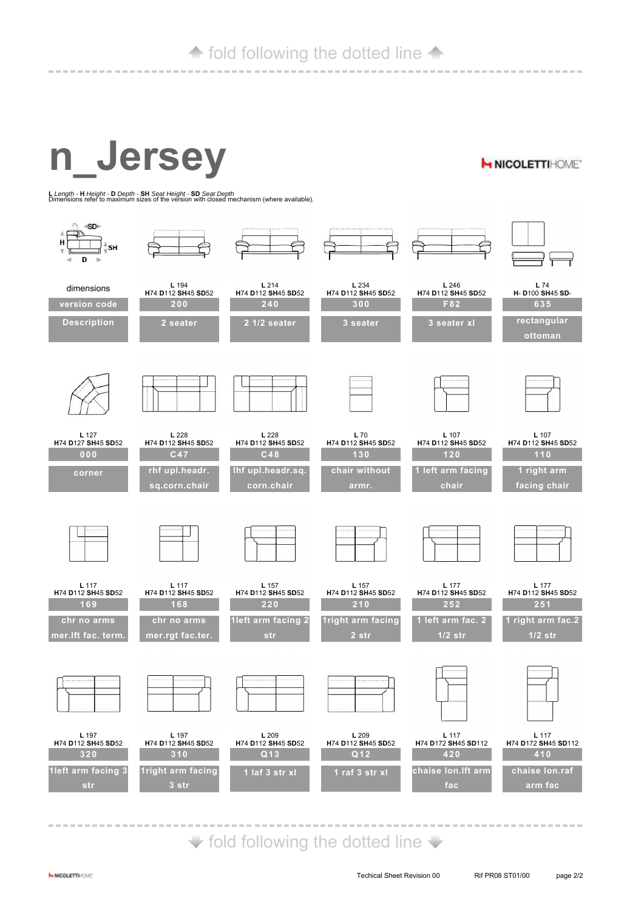↑ fold following the dotted line ↑

# n_Jersey

NICOLETTIHOME

**L** *Length* - **H** *Height* - **D** *Depth* - **SH** *Seat Height* - **SD** *Seat Depth*
Dimensions refer to maximum sizes of the version with closed mechanism (where available).

| dimensions | L 194<br>H74 D112 SH45 SD52 | L 214<br>H74 D112 SH45 SD52 | L 234<br>H74 D112 SH45 SD52 | L 246<br>H74 D112 SH45 SD52 | L 74<br>H- D100 SH45 SD- |
|---|---|---|---|---|---|
| version code | 200 | 240 | 300 | F82 | 635 |
| Description | 2 seater | 2 1/2 seater | 3 seater | 3 seater xl | rectangular ottoman |

| | | | | | |
|---|---|---|---|---|---|
| L 127<br>H74 D127 SH45 SD52 | L 228<br>H74 D112 SH45 SD52 | L 228<br>H74 D112 SH45 SD52 | L 70<br>H74 D112 SH45 SD52 | L 107<br>H74 D112 SH45 SD52 | L 107<br>H74 D112 SH45 SD52 |
| 000 | C47 | C48 | 130 | 120 | 110 |
| corner | rhf upl.headr. sq.corn.chair | lhf upl.headr.sq. corn.chair | chair without armr. | 1 left arm facing chair | 1 right arm facing chair |

| | | | | | |
|---|---|---|---|---|---|
| L 117<br>H74 D112 SH45 SD52 | L 117<br>H74 D112 SH45 SD52 | L 157<br>H74 D112 SH45 SD52 | L 157<br>H74 D112 SH45 SD52 | L 177<br>H74 D112 SH45 SD52 | L 177<br>H74 D112 SH45 SD52 |
| 169 | 168 | 220 | 210 | 252 | 251 |
| chr no arms mer.lft fac. term. | chr no arms mer.rgt fac.ter. | 1left arm facing 2 str | 1right arm facing 2 str | 1 left arm fac. 2 1/2 str | 1 right arm fac.2 1/2 str |

| | | | | | |
|---|---|---|---|---|---|
| L 197<br>H74 D112 SH45 SD52 | L 197<br>H74 D112 SH45 SD52 | L 209<br>H74 D112 SH45 SD52 | L 209<br>H74 D112 SH45 SD52 | L 117<br>H74 D172 SH45 SD112 | L 117<br>H74 D172 SH45 SD112 |
| 320 | 310 | Q13 | Q12 | 420 | 410 |
| 1left arm facing 3 str | 1right arm facing 3 str | 1 laf 3 str xl | 1 raf 3 str xl | chaise lon.lft arm fac | chaise lon.raf arm fac |

↓ fold following the dotted line ↓

Techical Sheet Revision 00 Rif PR08 ST01/00